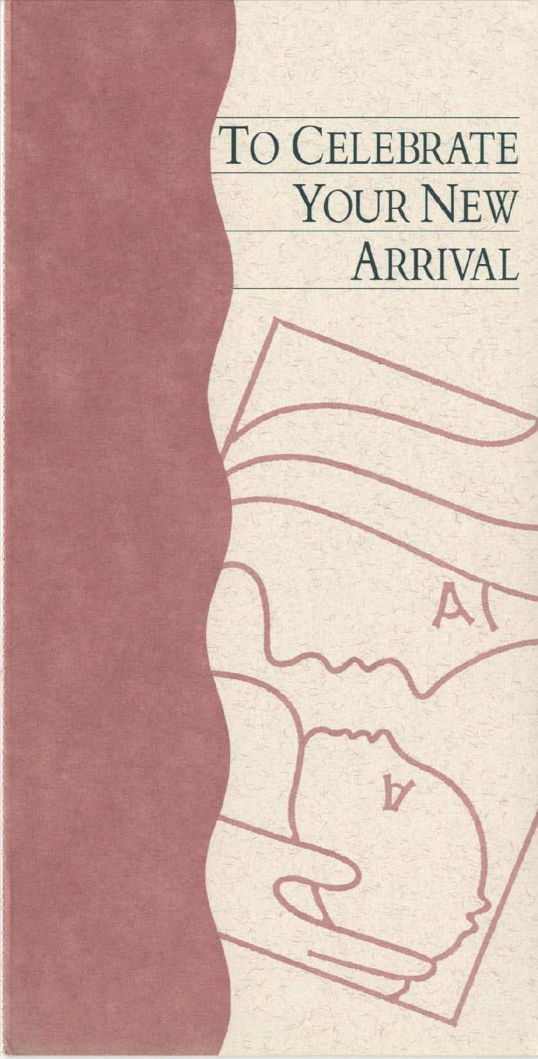# To Celebrate Your New Arrival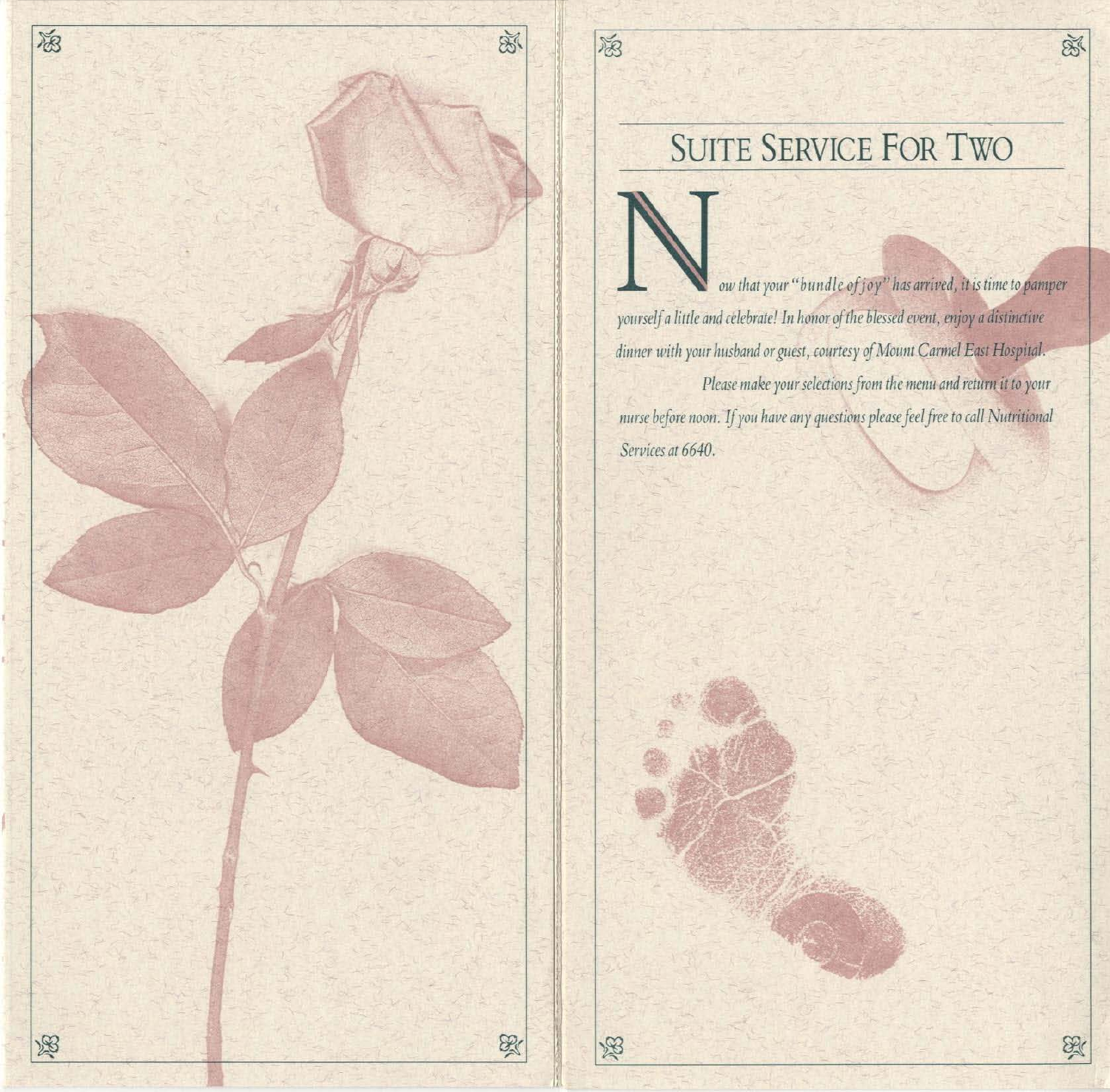## SUITE SERVICE FOR TWO

*Now that your "bundle of joy" has arrived, it is time to pamper yourself a little and celebrate! In honor of the blessed event, enjoy a distinctive dinner with your husband or guest, courtesy of Mount Carmel East Hospital.*

*Please make your selections from the menu and return it to your nurse before noon. If you have any questions please feel free to call Nutritional Services at 6640.*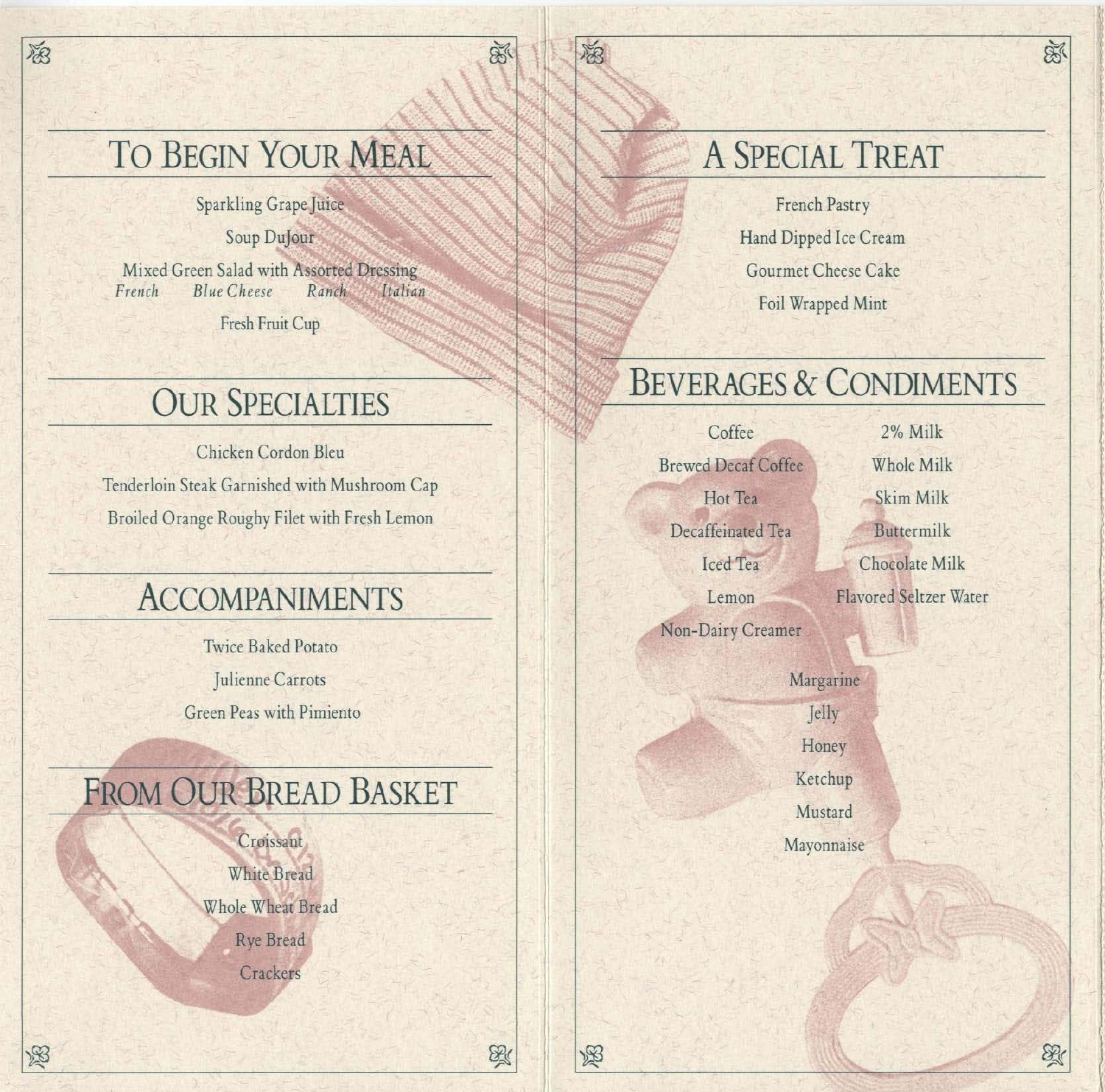## To Begin Your Meal

Sparkling Grape Juice

Soup DuJour

Mixed Green Salad with Assorted Dressing
*French* *Blue Cheese* *Ranch* *Italian*

Fresh Fruit Cup

## Our Specialties

Chicken Cordon Bleu

Tenderloin Steak Garnished with Mushroom Cap

Broiled Orange Roughy Filet with Fresh Lemon

## Accompaniments

Twice Baked Potato

Julienne Carrots

Green Peas with Pimiento

## From Our Bread Basket

Croissant

White Bread

Whole Wheat Bread

Rye Bread

Crackers

## A Special Treat

French Pastry

Hand Dipped Ice Cream

Gourmet Cheese Cake

Foil Wrapped Mint

## Beverages & Condiments

Coffee

Brewed Decaf Coffee

Hot Tea

Decaffeinated Tea

Iced Tea

Lemon

Non-Dairy Creamer

2% Milk

Whole Milk

Skim Milk

Buttermilk

Chocolate Milk

Flavored Seltzer Water

Margarine

Jelly

Honey

Ketchup

Mustard

Mayonnaise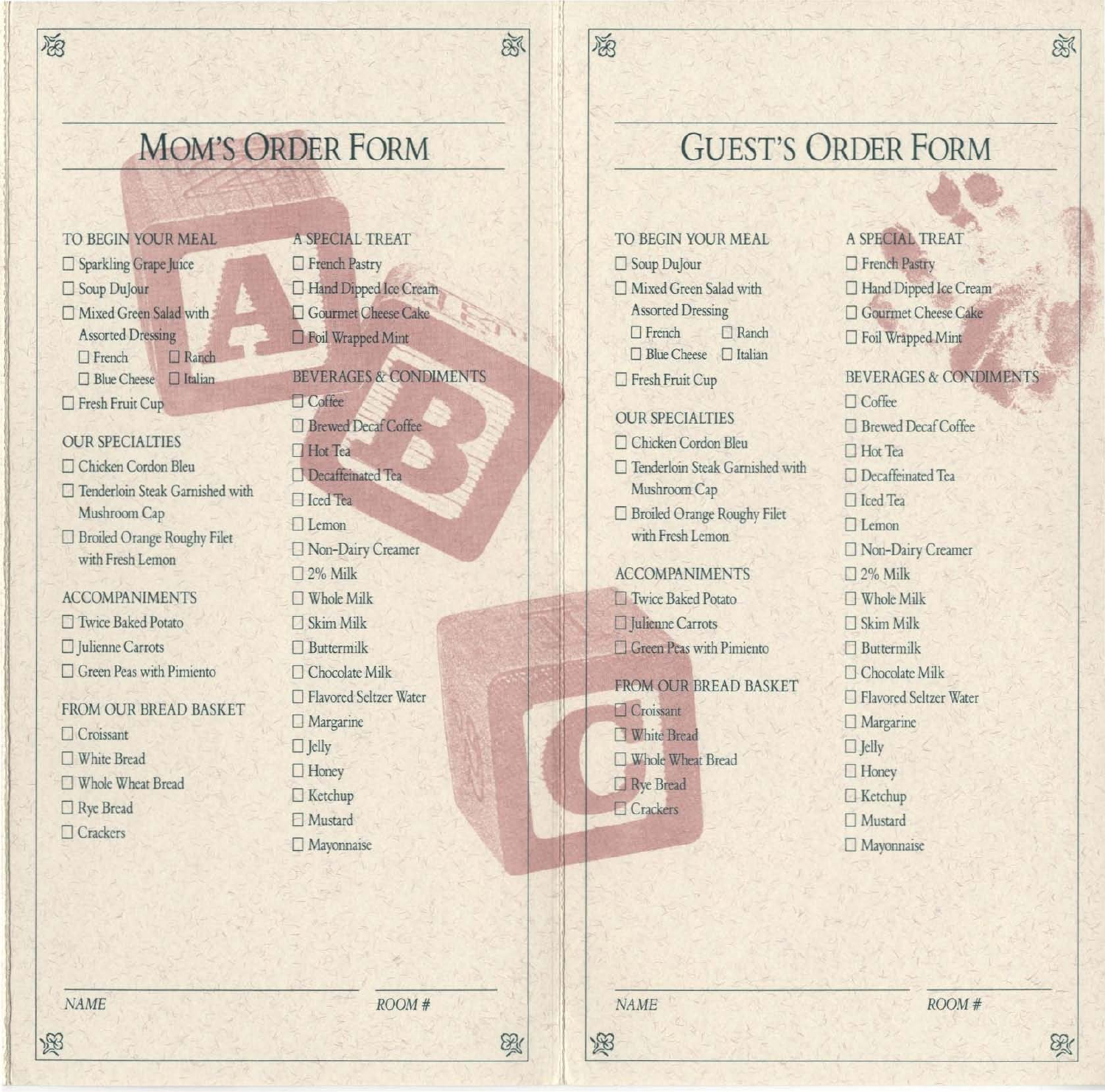# MOM'S ORDER FORM

### TO BEGIN YOUR MEAL

- ☐ Sparkling Grape Juice
- ☐ Soup DuJour
- ☐ Mixed Green Salad with Assorted Dressing
  - ☐ French ☐ Ranch
  - ☐ Blue Cheese ☐ Italian
- ☐ Fresh Fruit Cup

### OUR SPECIALTIES

- ☐ Chicken Cordon Bleu
- ☐ Tenderloin Steak Garnished with Mushroom Cap
- ☐ Broiled Orange Roughy Filet with Fresh Lemon

### ACCOMPANIMENTS

- ☐ Twice Baked Potato
- ☐ Julienne Carrots
- ☐ Green Peas with Pimiento

### FROM OUR BREAD BASKET

- ☐ Croissant
- ☐ White Bread
- ☐ Whole Wheat Bread
- ☐ Rye Bread
- ☐ Crackers

### A SPECIAL TREAT

- ☐ French Pastry
- ☐ Hand Dipped Ice Cream
- ☐ Gourmet Cheese Cake
- ☐ Foil Wrapped Mint

### BEVERAGES & CONDIMENTS

- ☐ Coffee
- ☐ Brewed Decaf Coffee
- ☐ Hot Tea
- ☐ Decaffeinated Tea
- ☐ Iced Tea
- ☐ Lemon
- ☐ Non-Dairy Creamer
- ☐ 2% Milk
- ☐ Whole Milk
- ☐ Skim Milk
- ☐ Buttermilk
- ☐ Chocolate Milk
- ☐ Flavored Seltzer Water
- ☐ Margarine
- ☐ Jelly
- ☐ Honey
- ☐ Ketchup
- ☐ Mustard
- ☐ Mayonnaise

*NAME* ____________________ *ROOM #* ____________

# GUEST'S ORDER FORM

### TO BEGIN YOUR MEAL

- ☐ Soup DuJour
- ☐ Mixed Green Salad with Assorted Dressing
  - ☐ French ☐ Ranch
  - ☐ Blue Cheese ☐ Italian
- ☐ Fresh Fruit Cup

### OUR SPECIALTIES

- ☐ Chicken Cordon Bleu
- ☐ Tenderloin Steak Garnished with Mushroom Cap
- ☐ Broiled Orange Roughy Filet with Fresh Lemon

### ACCOMPANIMENTS

- ☐ Twice Baked Potato
- ☐ Julienne Carrots
- ☐ Green Peas with Pimiento

### FROM OUR BREAD BASKET

- ☐ Croissant
- ☐ White Bread
- ☐ Whole Wheat Bread
- ☐ Rye Bread
- ☐ Crackers

### A SPECIAL TREAT

- ☐ French Pastry
- ☐ Hand Dipped Ice Cream
- ☐ Gourmet Cheese Cake
- ☐ Foil Wrapped Mint

### BEVERAGES & CONDIMENTS

- ☐ Coffee
- ☐ Brewed Decaf Coffee
- ☐ Hot Tea
- ☐ Decaffeinated Tea
- ☐ Iced Tea
- ☐ Lemon
- ☐ Non-Dairy Creamer
- ☐ 2% Milk
- ☐ Whole Milk
- ☐ Skim Milk
- ☐ Buttermilk
- ☐ Chocolate Milk
- ☐ Flavored Seltzer Water
- ☐ Margarine
- ☐ Jelly
- ☐ Honey
- ☐ Ketchup
- ☐ Mustard
- ☐ Mayonnaise

*NAME* ____________________ *ROOM #* ____________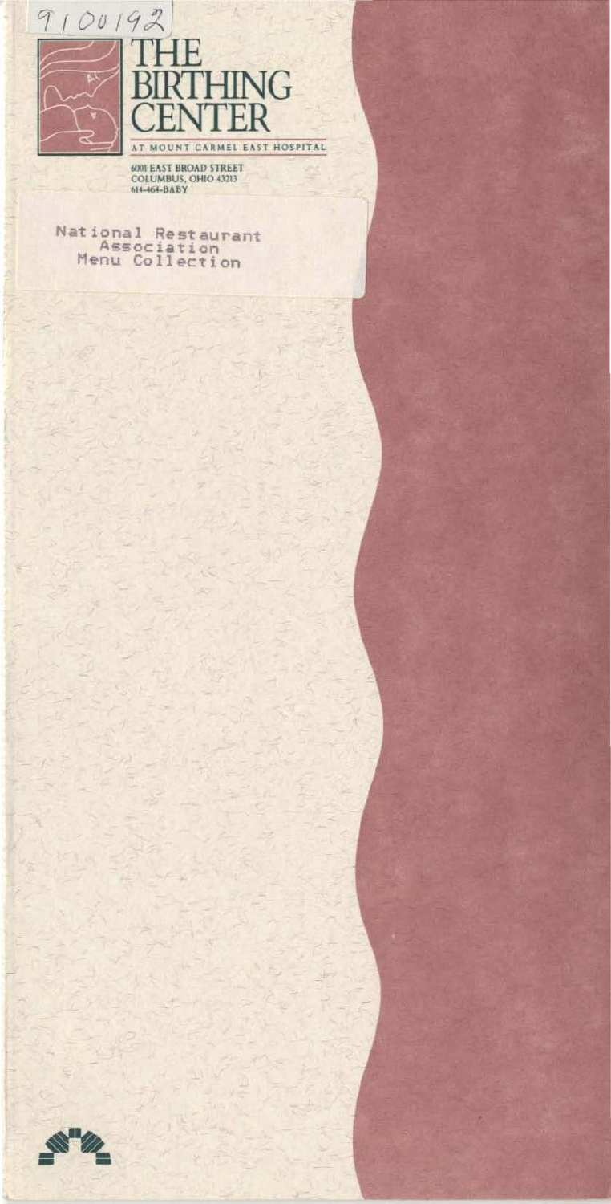9100192

# THE BIRTHING CENTER

AT MOUNT CARMEL EAST HOSPITAL

6001 EAST BROAD STREET
COLUMBUS, OHIO 43213
614-464-BABY

National Restaurant
Association
Menu Collection